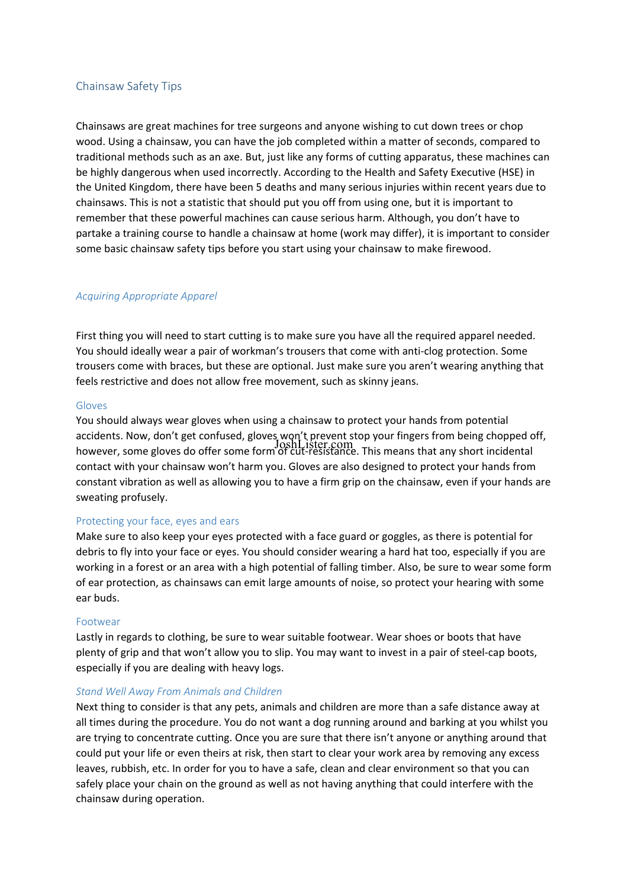# Chainsaw Safety Tips

Chainsaws are great machines for tree surgeons and anyone wishing to cut down trees or chop wood. Using a chainsaw, you can have the job completed within a matter of seconds, compared to traditional methods such as an axe. But, just like any forms of cutting apparatus, these machines can be highly dangerous when used incorrectly. According to the Health and Safety Executive (HSE) in the United Kingdom, there have been 5 deaths and many serious injuries within recent years due to chainsaws. This is not a statistic that should put you off from using one, but it is important to remember that these powerful machines can cause serious harm. Although, you don't have to partake a training course to handle a chainsaw at home (work may differ), it is important to consider some basic chainsaw safety tips before you start using your chainsaw to make firewood.

## *Acquiring Appropriate Apparel*

First thing you will need to start cutting is to make sure you have all the required apparel needed. You should ideally wear a pair of workman's trousers that come with anti-clog protection. Some trousers come with braces, but these are optional. Just make sure you aren't wearing anything that feels restrictive and does not allow free movement, such as skinny jeans.

### Gloves

You should always wear gloves when using a chainsaw to protect your hands from potential accidents. Now, don't get confused, gloves won't prevent stop your fingers from being chopped off, however, some gloves do offer some form of cut-resistance. This means that any short incidental contact with your chainsaw won't harm you. Gloves are also designed to protect your hands from constant vibration as well as allowing you to have a firm grip on the chainsaw, even if your hands are sweating profusely.

### Protecting your face, eyes and ears

Make sure to also keep your eyes protected with a face guard or goggles, as there is potential for debris to fly into your face or eyes. You should consider wearing a hard hat too, especially if you are working in a forest or an area with a high potential of falling timber. Also, be sure to wear some form of ear protection, as chainsaws can emit large amounts of noise, so protect your hearing with some ear buds.

### Footwear

Lastly in regards to clothing, be sure to wear suitable footwear. Wear shoes or boots that have plenty of grip and that won't allow you to slip. You may want to invest in a pair of steel-cap boots, especially if you are dealing with heavy logs.

## *Stand Well Away From Animals and Children*

Next thing to consider is that any pets, animals and children are more than a safe distance away at all times during the procedure. You do not want a dog running around and barking at you whilst you are trying to concentrate cutting. Once you are sure that there isn't anyone or anything around that could put your life or even theirs at risk, then start to clear your work area by removing any excess leaves, rubbish, etc. In order for you to have a safe, clean and clear environment so that you can safely place your chain on the ground as well as not having anything that could interfere with the chainsaw during operation.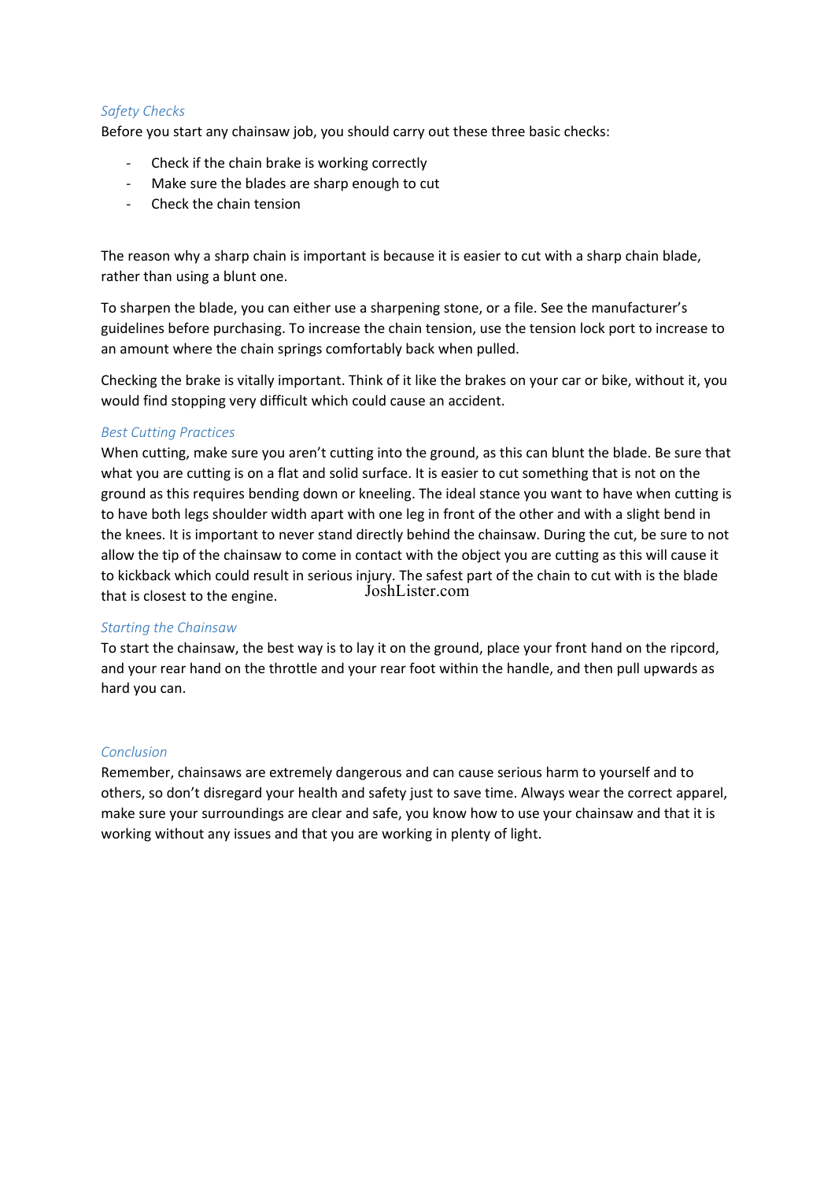### *Safety Checks*

Before you start any chainsaw job, you should carry out these three basic checks:

- Check if the chain brake is working correctly
- Make sure the blades are sharp enough to cut
- Check the chain tension

The reason why a sharp chain is important is because it is easier to cut with a sharp chain blade, rather than using a blunt one.

To sharpen the blade, you can either use a sharpening stone, or a file. See the manufacturer's guidelines before purchasing. To increase the chain tension, use the tension lock port to increase to an amount where the chain springs comfortably back when pulled.

Checking the brake is vitally important. Think of it like the brakes on your car or bike, without it, you would find stopping very difficult which could cause an accident.

### *Best Cutting Practices*

When cutting, make sure you aren't cutting into the ground, as this can blunt the blade. Be sure that what you are cutting is on a flat and solid surface. It is easier to cut something that is not on the ground as this requires bending down or kneeling. The ideal stance you want to have when cutting is to have both legs shoulder width apart with one leg in front of the other and with a slight bend in the knees. It is important to never stand directly behind the chainsaw. During the cut, be sure to not allow the tip of the chainsaw to come in contact with the object you are cutting as this will cause it to kickback which could result in serious injury. The safest part of the chain to cut with is the blade that is closest to the engine.

### *Starting the Chainsaw*

To start the chainsaw, the best way is to lay it on the ground, place your front hand on the ripcord, and your rear hand on the throttle and your rear foot within the handle, and then pull upwards as hard you can.

### *Conclusion*

Remember, chainsaws are extremely dangerous and can cause serious harm to yourself and to others, so don't disregard your health and safety just to save time. Always wear the correct apparel, make sure your surroundings are clear and safe, you know how to use your chainsaw and that it is working without any issues and that you are working in plenty of light.